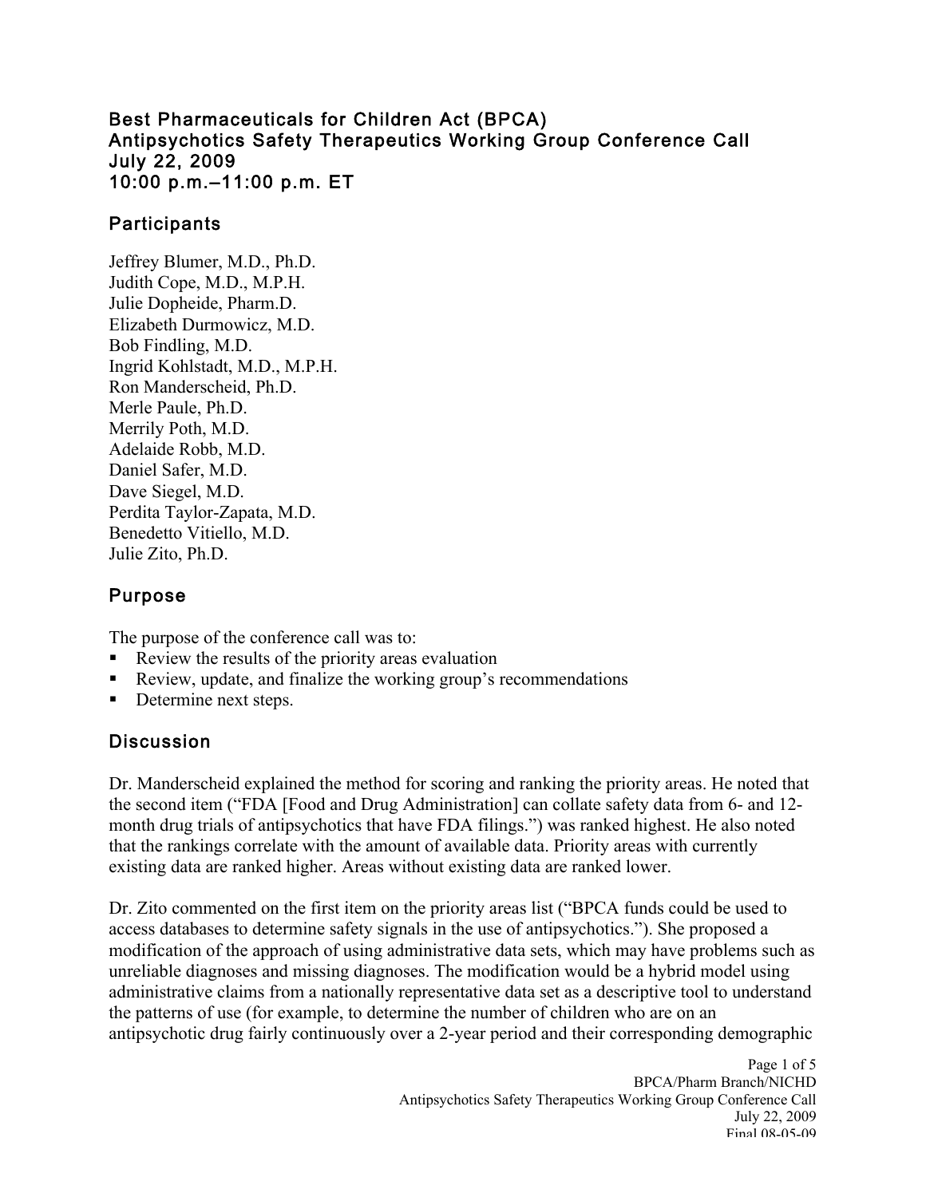# Best Pharmaceuticals for Children Act (BPCA)
# Antipsychotics Safety Therapeutics Working Group Conference Call
# July 22, 2009
# 10:00 p.m.–11:00 p.m. ET

## Participants

Jeffrey Blumer, M.D., Ph.D.
Judith Cope, M.D., M.P.H.
Julie Dopheide, Pharm.D.
Elizabeth Durmowicz, M.D.
Bob Findling, M.D.
Ingrid Kohlstadt, M.D., M.P.H.
Ron Manderscheid, Ph.D.
Merle Paule, Ph.D.
Merrily Poth, M.D.
Adelaide Robb, M.D.
Daniel Safer, M.D.
Dave Siegel, M.D.
Perdita Taylor-Zapata, M.D.
Benedetto Vitiello, M.D.
Julie Zito, Ph.D.

## Purpose

The purpose of the conference call was to:

- Review the results of the priority areas evaluation
- Review, update, and finalize the working group's recommendations
- Determine next steps.

## Discussion

Dr. Manderscheid explained the method for scoring and ranking the priority areas. He noted that the second item ("FDA [Food and Drug Administration] can collate safety data from 6- and 12-month drug trials of antipsychotics that have FDA filings.") was ranked highest. He also noted that the rankings correlate with the amount of available data. Priority areas with currently existing data are ranked higher. Areas without existing data are ranked lower.

Dr. Zito commented on the first item on the priority areas list ("BPCA funds could be used to access databases to determine safety signals in the use of antipsychotics."). She proposed a modification of the approach of using administrative data sets, which may have problems such as unreliable diagnoses and missing diagnoses. The modification would be a hybrid model using administrative claims from a nationally representative data set as a descriptive tool to understand the patterns of use (for example, to determine the number of children who are on an antipsychotic drug fairly continuously over a 2-year period and their corresponding demographic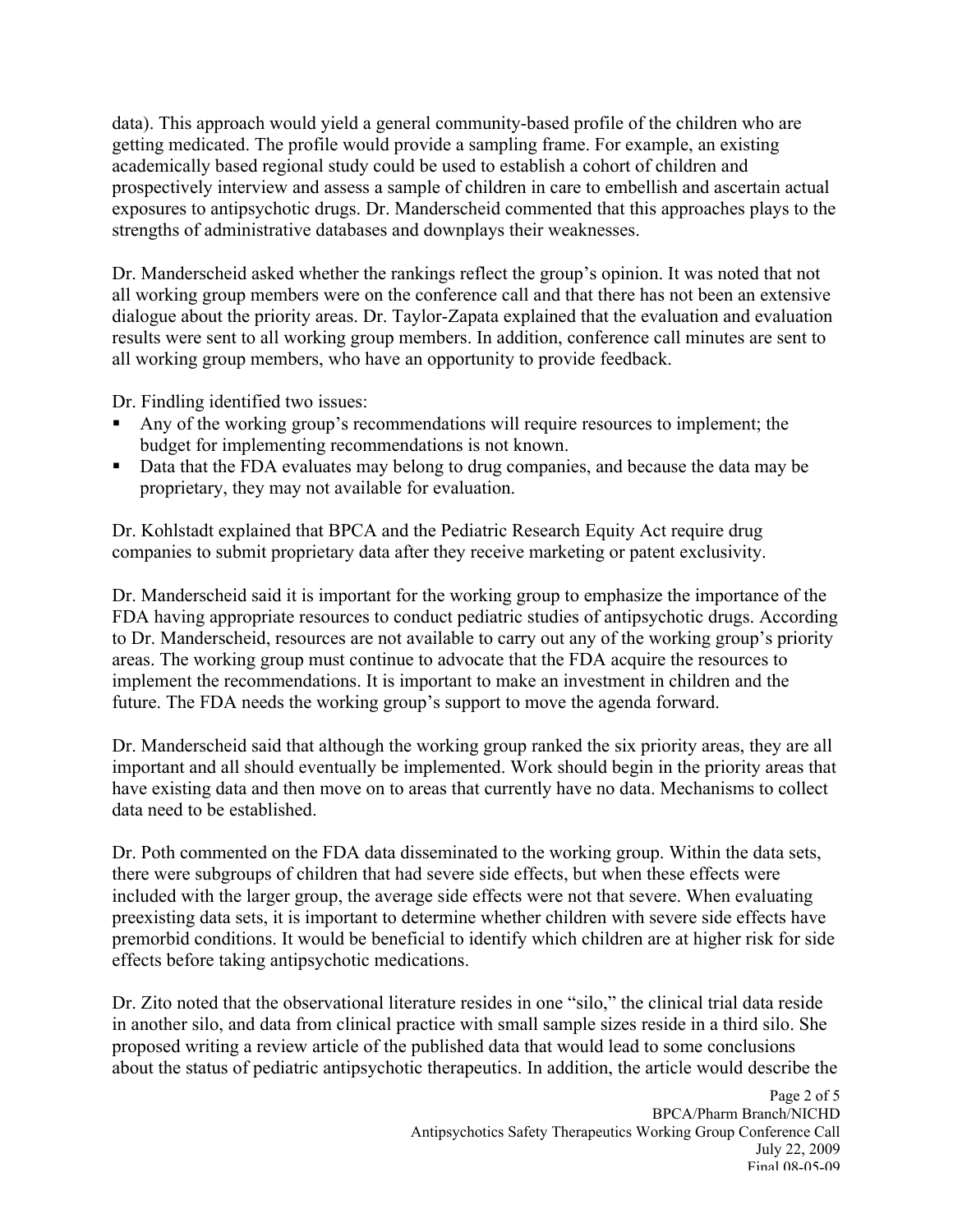data). This approach would yield a general community-based profile of the children who are getting medicated. The profile would provide a sampling frame. For example, an existing academically based regional study could be used to establish a cohort of children and prospectively interview and assess a sample of children in care to embellish and ascertain actual exposures to antipsychotic drugs. Dr. Manderscheid commented that this approaches plays to the strengths of administrative databases and downplays their weaknesses.

Dr. Manderscheid asked whether the rankings reflect the group's opinion. It was noted that not all working group members were on the conference call and that there has not been an extensive dialogue about the priority areas. Dr. Taylor-Zapata explained that the evaluation and evaluation results were sent to all working group members. In addition, conference call minutes are sent to all working group members, who have an opportunity to provide feedback.

Dr. Findling identified two issues:

- Any of the working group's recommendations will require resources to implement; the budget for implementing recommendations is not known.
- Data that the FDA evaluates may belong to drug companies, and because the data may be proprietary, they may not available for evaluation.

Dr. Kohlstadt explained that BPCA and the Pediatric Research Equity Act require drug companies to submit proprietary data after they receive marketing or patent exclusivity.

Dr. Manderscheid said it is important for the working group to emphasize the importance of the FDA having appropriate resources to conduct pediatric studies of antipsychotic drugs. According to Dr. Manderscheid, resources are not available to carry out any of the working group's priority areas. The working group must continue to advocate that the FDA acquire the resources to implement the recommendations. It is important to make an investment in children and the future. The FDA needs the working group's support to move the agenda forward.

Dr. Manderscheid said that although the working group ranked the six priority areas, they are all important and all should eventually be implemented. Work should begin in the priority areas that have existing data and then move on to areas that currently have no data. Mechanisms to collect data need to be established.

Dr. Poth commented on the FDA data disseminated to the working group. Within the data sets, there were subgroups of children that had severe side effects, but when these effects were included with the larger group, the average side effects were not that severe. When evaluating preexisting data sets, it is important to determine whether children with severe side effects have premorbid conditions. It would be beneficial to identify which children are at higher risk for side effects before taking antipsychotic medications.

Dr. Zito noted that the observational literature resides in one "silo," the clinical trial data reside in another silo, and data from clinical practice with small sample sizes reside in a third silo. She proposed writing a review article of the published data that would lead to some conclusions about the status of pediatric antipsychotic therapeutics. In addition, the article would describe the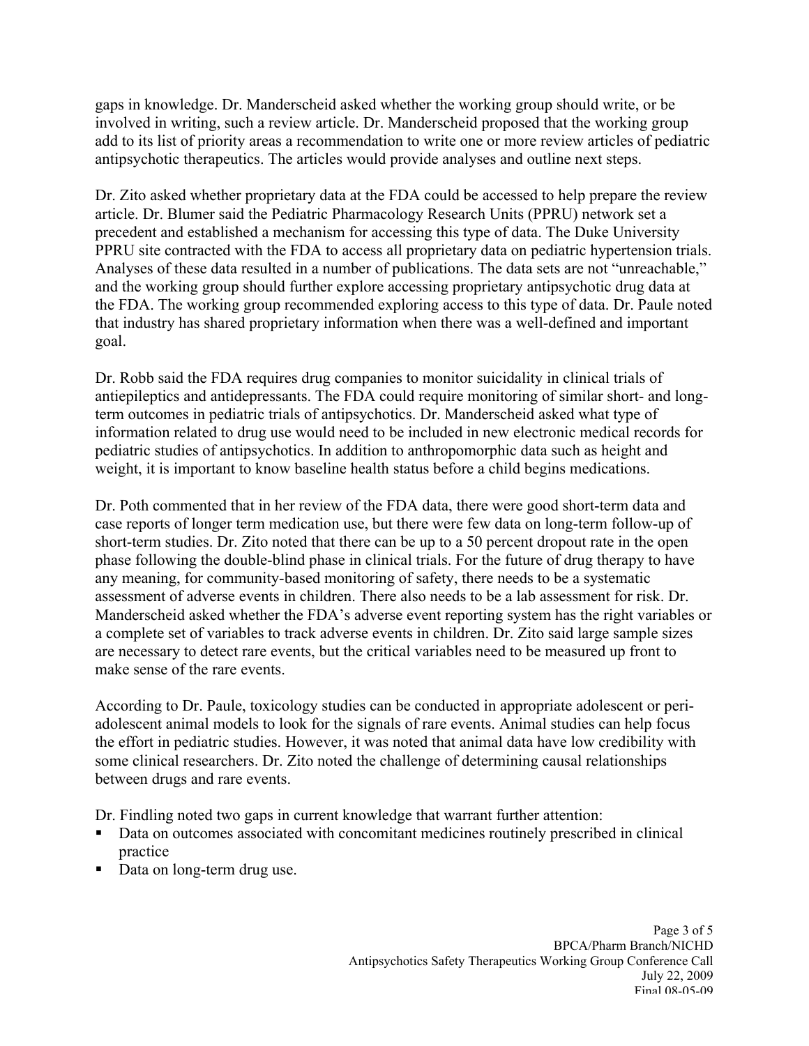gaps in knowledge. Dr. Manderscheid asked whether the working group should write, or be involved in writing, such a review article. Dr. Manderscheid proposed that the working group add to its list of priority areas a recommendation to write one or more review articles of pediatric antipsychotic therapeutics. The articles would provide analyses and outline next steps.

Dr. Zito asked whether proprietary data at the FDA could be accessed to help prepare the review article. Dr. Blumer said the Pediatric Pharmacology Research Units (PPRU) network set a precedent and established a mechanism for accessing this type of data. The Duke University PPRU site contracted with the FDA to access all proprietary data on pediatric hypertension trials. Analyses of these data resulted in a number of publications. The data sets are not "unreachable," and the working group should further explore accessing proprietary antipsychotic drug data at the FDA. The working group recommended exploring access to this type of data. Dr. Paule noted that industry has shared proprietary information when there was a well-defined and important goal.

Dr. Robb said the FDA requires drug companies to monitor suicidality in clinical trials of antiepileptics and antidepressants. The FDA could require monitoring of similar short- and long-term outcomes in pediatric trials of antipsychotics. Dr. Manderscheid asked what type of information related to drug use would need to be included in new electronic medical records for pediatric studies of antipsychotics. In addition to anthropomorphic data such as height and weight, it is important to know baseline health status before a child begins medications.

Dr. Poth commented that in her review of the FDA data, there were good short-term data and case reports of longer term medication use, but there were few data on long-term follow-up of short-term studies. Dr. Zito noted that there can be up to a 50 percent dropout rate in the open phase following the double-blind phase in clinical trials. For the future of drug therapy to have any meaning, for community-based monitoring of safety, there needs to be a systematic assessment of adverse events in children. There also needs to be a lab assessment for risk. Dr. Manderscheid asked whether the FDA's adverse event reporting system has the right variables or a complete set of variables to track adverse events in children. Dr. Zito said large sample sizes are necessary to detect rare events, but the critical variables need to be measured up front to make sense of the rare events.

According to Dr. Paule, toxicology studies can be conducted in appropriate adolescent or peri-adolescent animal models to look for the signals of rare events. Animal studies can help focus the effort in pediatric studies. However, it was noted that animal data have low credibility with some clinical researchers. Dr. Zito noted the challenge of determining causal relationships between drugs and rare events.

Dr. Findling noted two gaps in current knowledge that warrant further attention:

- Data on outcomes associated with concomitant medicines routinely prescribed in clinical practice
- Data on long-term drug use.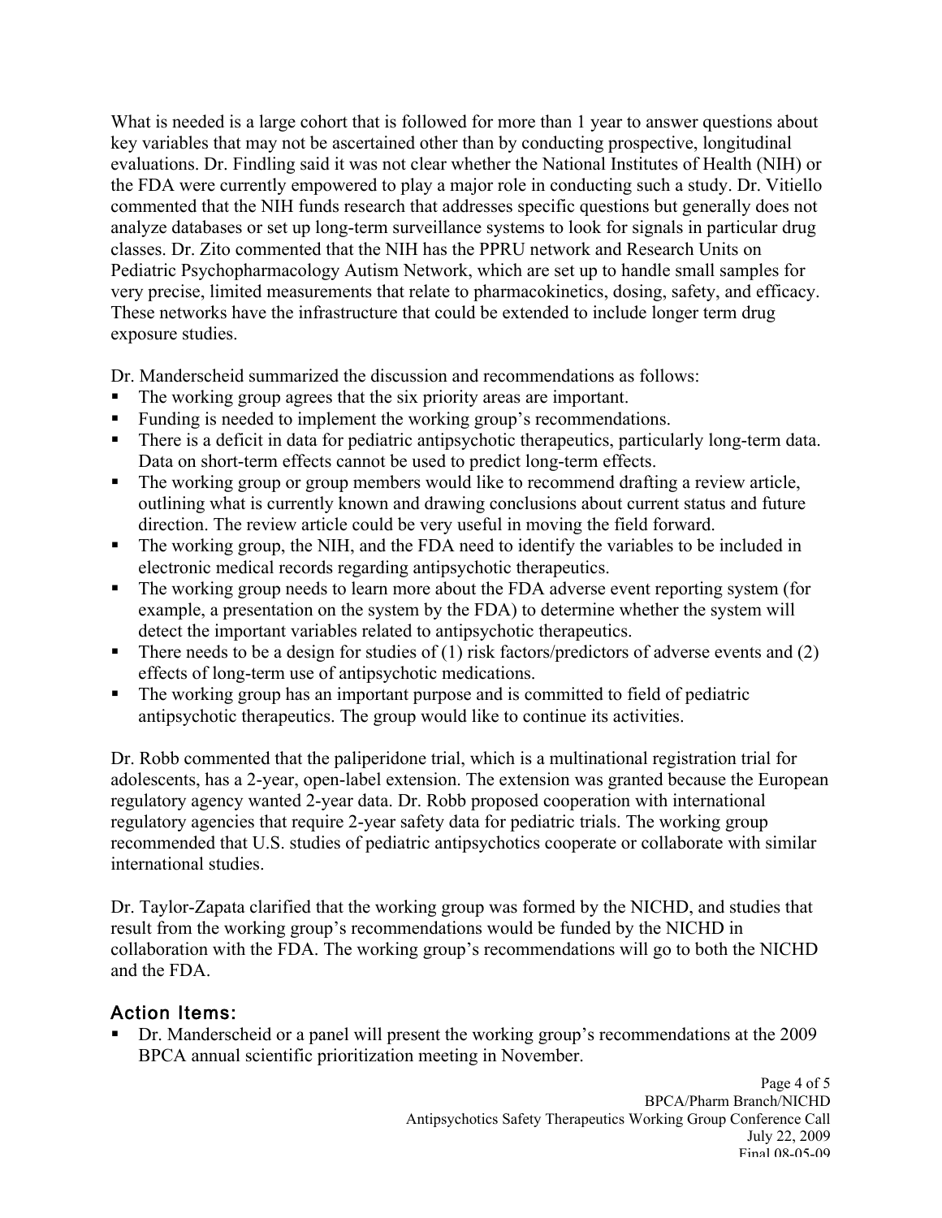What is needed is a large cohort that is followed for more than 1 year to answer questions about key variables that may not be ascertained other than by conducting prospective, longitudinal evaluations. Dr. Findling said it was not clear whether the National Institutes of Health (NIH) or the FDA were currently empowered to play a major role in conducting such a study. Dr. Vitiello commented that the NIH funds research that addresses specific questions but generally does not analyze databases or set up long-term surveillance systems to look for signals in particular drug classes. Dr. Zito commented that the NIH has the PPRU network and Research Units on Pediatric Psychopharmacology Autism Network, which are set up to handle small samples for very precise, limited measurements that relate to pharmacokinetics, dosing, safety, and efficacy. These networks have the infrastructure that could be extended to include longer term drug exposure studies.

Dr. Manderscheid summarized the discussion and recommendations as follows:

- The working group agrees that the six priority areas are important.
- Funding is needed to implement the working group's recommendations.
- There is a deficit in data for pediatric antipsychotic therapeutics, particularly long-term data. Data on short-term effects cannot be used to predict long-term effects.
- The working group or group members would like to recommend drafting a review article, outlining what is currently known and drawing conclusions about current status and future direction. The review article could be very useful in moving the field forward.
- The working group, the NIH, and the FDA need to identify the variables to be included in electronic medical records regarding antipsychotic therapeutics.
- The working group needs to learn more about the FDA adverse event reporting system (for example, a presentation on the system by the FDA) to determine whether the system will detect the important variables related to antipsychotic therapeutics.
- There needs to be a design for studies of (1) risk factors/predictors of adverse events and (2) effects of long-term use of antipsychotic medications.
- The working group has an important purpose and is committed to field of pediatric antipsychotic therapeutics. The group would like to continue its activities.

Dr. Robb commented that the paliperidone trial, which is a multinational registration trial for adolescents, has a 2-year, open-label extension. The extension was granted because the European regulatory agency wanted 2-year data. Dr. Robb proposed cooperation with international regulatory agencies that require 2-year safety data for pediatric trials. The working group recommended that U.S. studies of pediatric antipsychotics cooperate or collaborate with similar international studies.

Dr. Taylor-Zapata clarified that the working group was formed by the NICHD, and studies that result from the working group's recommendations would be funded by the NICHD in collaboration with the FDA. The working group's recommendations will go to both the NICHD and the FDA.

## Action Items:

- Dr. Manderscheid or a panel will present the working group's recommendations at the 2009 BPCA annual scientific prioritization meeting in November.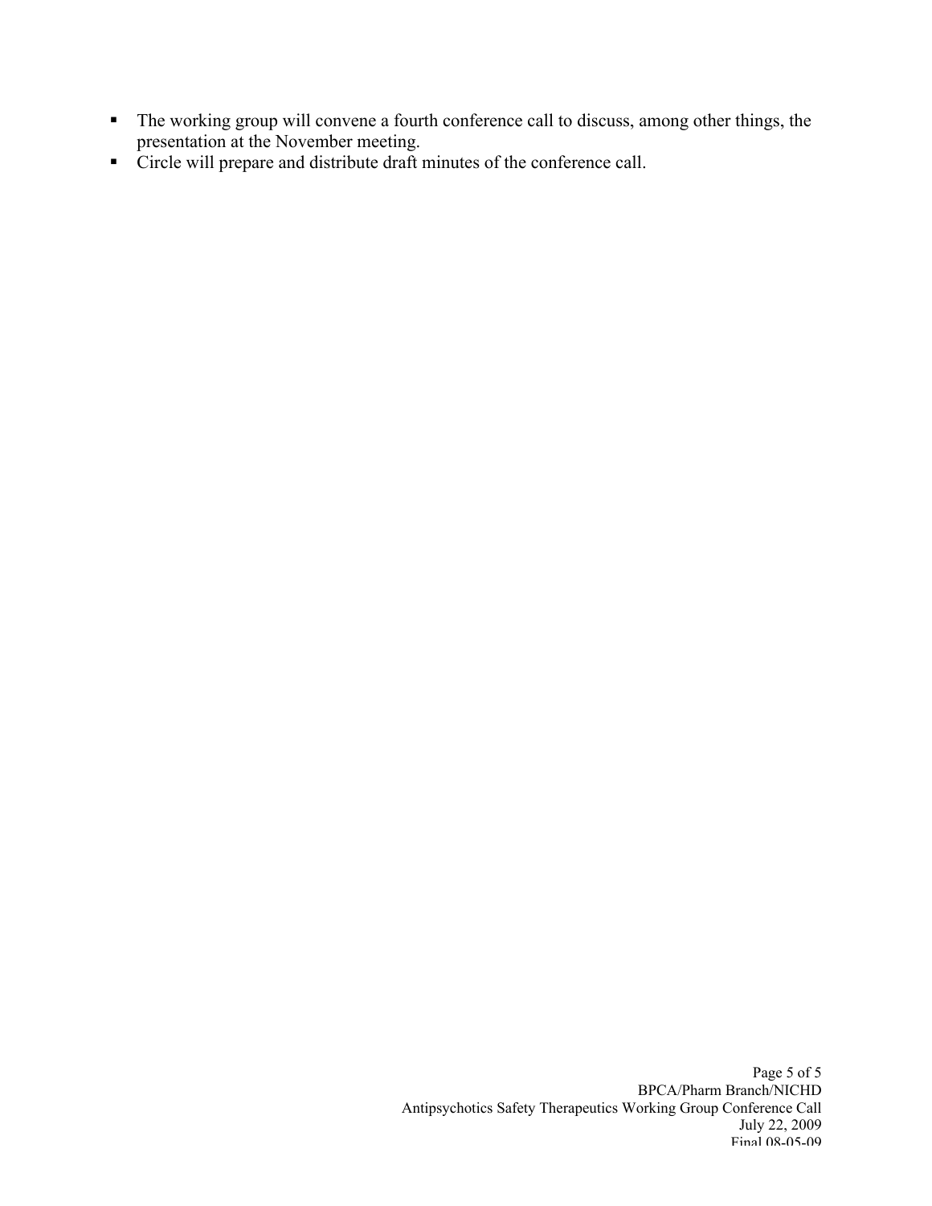- The working group will convene a fourth conference call to discuss, among other things, the presentation at the November meeting.
- Circle will prepare and distribute draft minutes of the conference call.